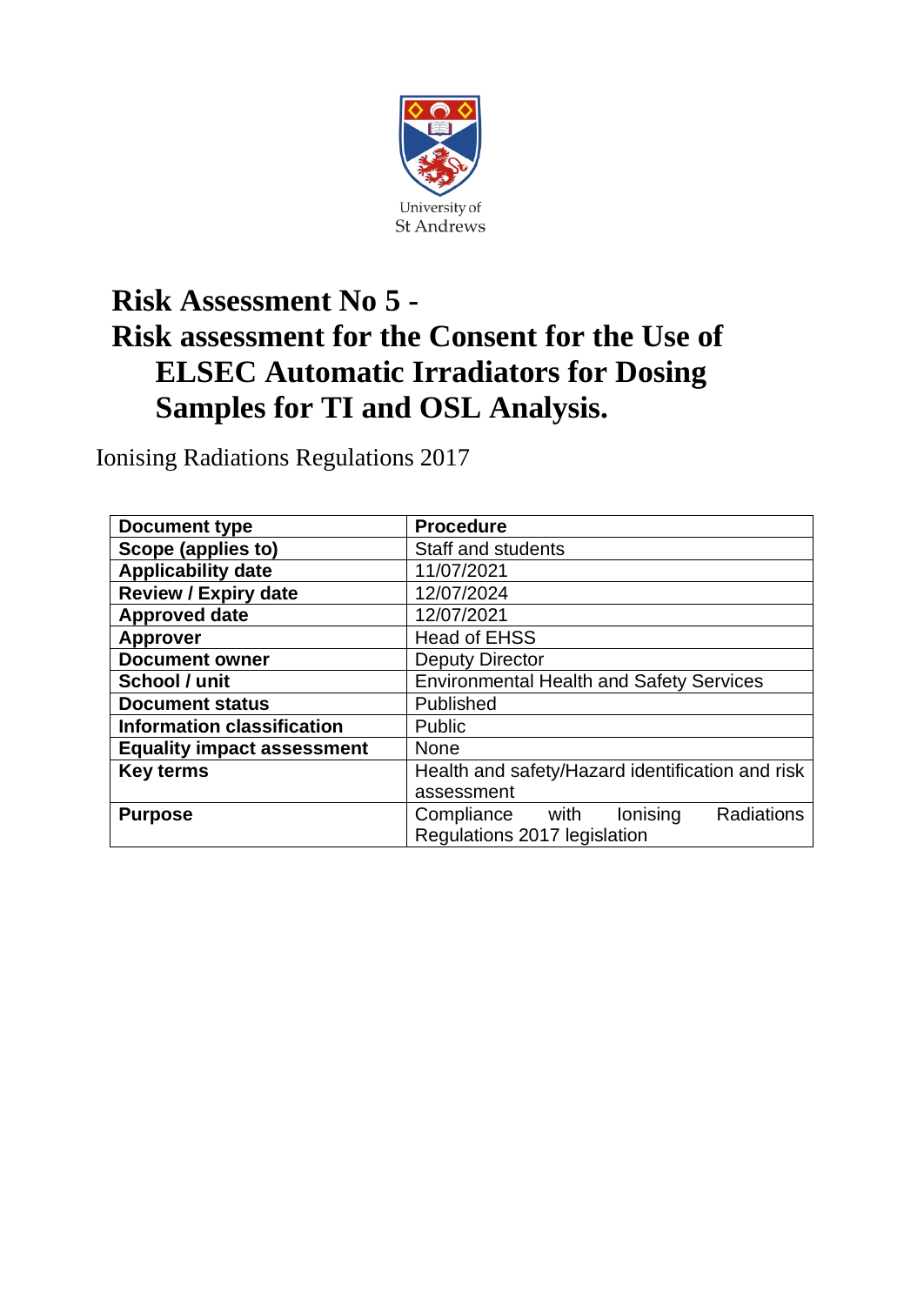University of
St Andrews

# Risk Assessment No 5 -
# Risk assessment for the Consent for the Use of ELSEC Automatic Irradiators for Dosing Samples for TI and OSL Analysis.

Ionising Radiations Regulations 2017

| | |
|---|---|
| **Document type** | **Procedure** |
| **Scope (applies to)** | Staff and students |
| **Applicability date** | 11/07/2021 |
| **Review / Expiry date** | 12/07/2024 |
| **Approved date** | 12/07/2021 |
| **Approver** | Head of EHSS |
| **Document owner** | Deputy Director |
| **School / unit** | Environmental Health and Safety Services |
| **Document status** | Published |
| **Information classification** | Public |
| **Equality impact assessment** | None |
| **Key terms** | Health and safety/Hazard identification and risk assessment |
| **Purpose** | Compliance with Ionising Radiations Regulations 2017 legislation |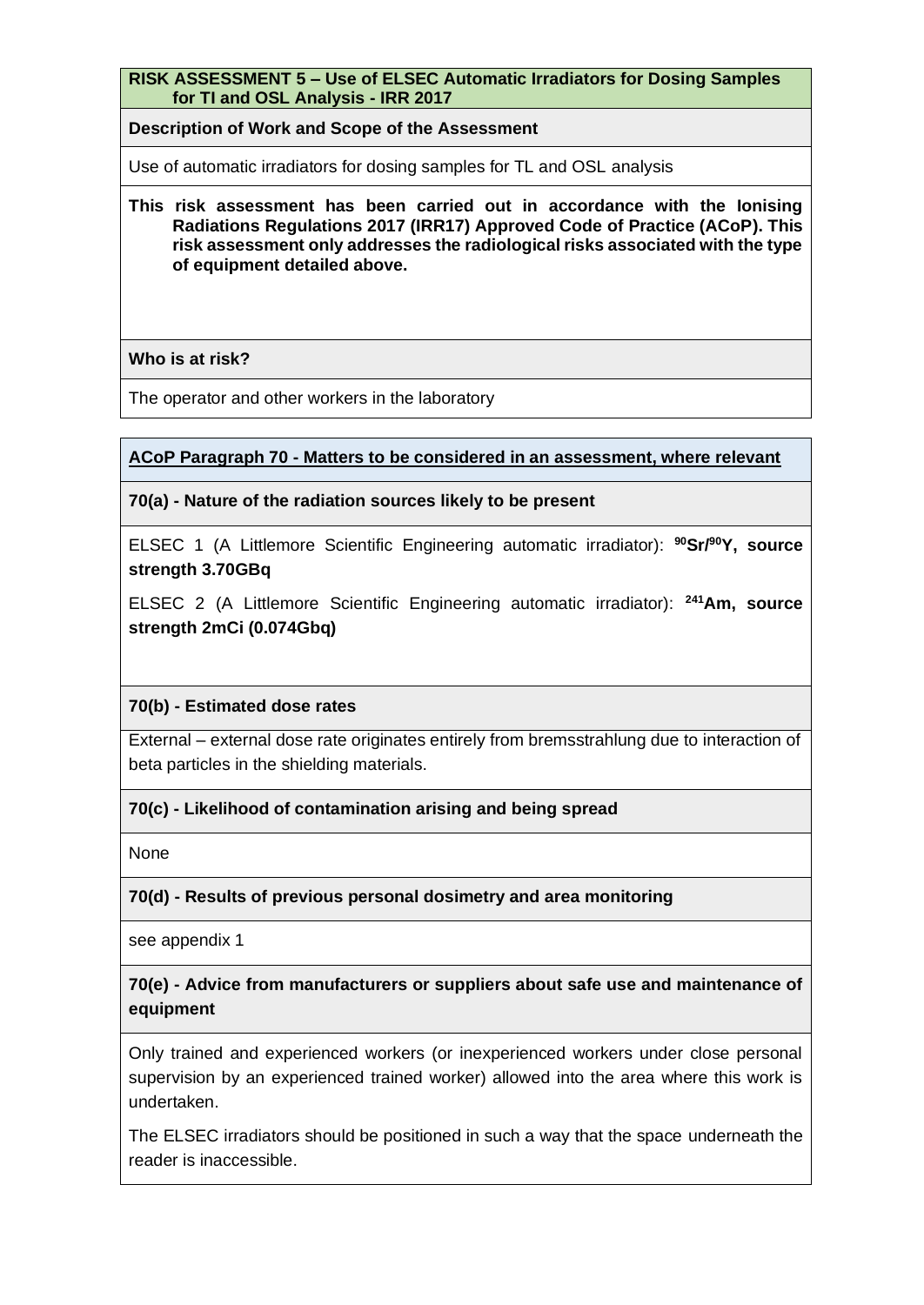**RISK ASSESSMENT 5 – Use of ELSEC Automatic Irradiators for Dosing Samples for Tl and OSL Analysis - IRR 2017**

**Description of Work and Scope of the Assessment**

Use of automatic irradiators for dosing samples for TL and OSL analysis

**This risk assessment has been carried out in accordance with the Ionising Radiations Regulations 2017 (IRR17) Approved Code of Practice (ACoP). This risk assessment only addresses the radiological risks associated with the type of equipment detailed above.**

**Who is at risk?**

The operator and other workers in the laboratory

**ACoP Paragraph 70 - Matters to be considered in an assessment, where relevant**

**70(a) - Nature of the radiation sources likely to be present**

ELSEC 1 (A Littlemore Scientific Engineering automatic irradiator): **$^{90}$Sr/$^{90}$Y, source strength 3.70GBq**

ELSEC 2 (A Littlemore Scientific Engineering automatic irradiator): **$^{241}$Am, source strength 2mCi (0.074Gbq)**

**70(b) - Estimated dose rates**

External – external dose rate originates entirely from bremsstrahlung due to interaction of beta particles in the shielding materials.

**70(c) - Likelihood of contamination arising and being spread**

None

**70(d) - Results of previous personal dosimetry and area monitoring**

see appendix 1

**70(e) - Advice from manufacturers or suppliers about safe use and maintenance of equipment**

Only trained and experienced workers (or inexperienced workers under close personal supervision by an experienced trained worker) allowed into the area where this work is undertaken.

The ELSEC irradiators should be positioned in such a way that the space underneath the reader is inaccessible.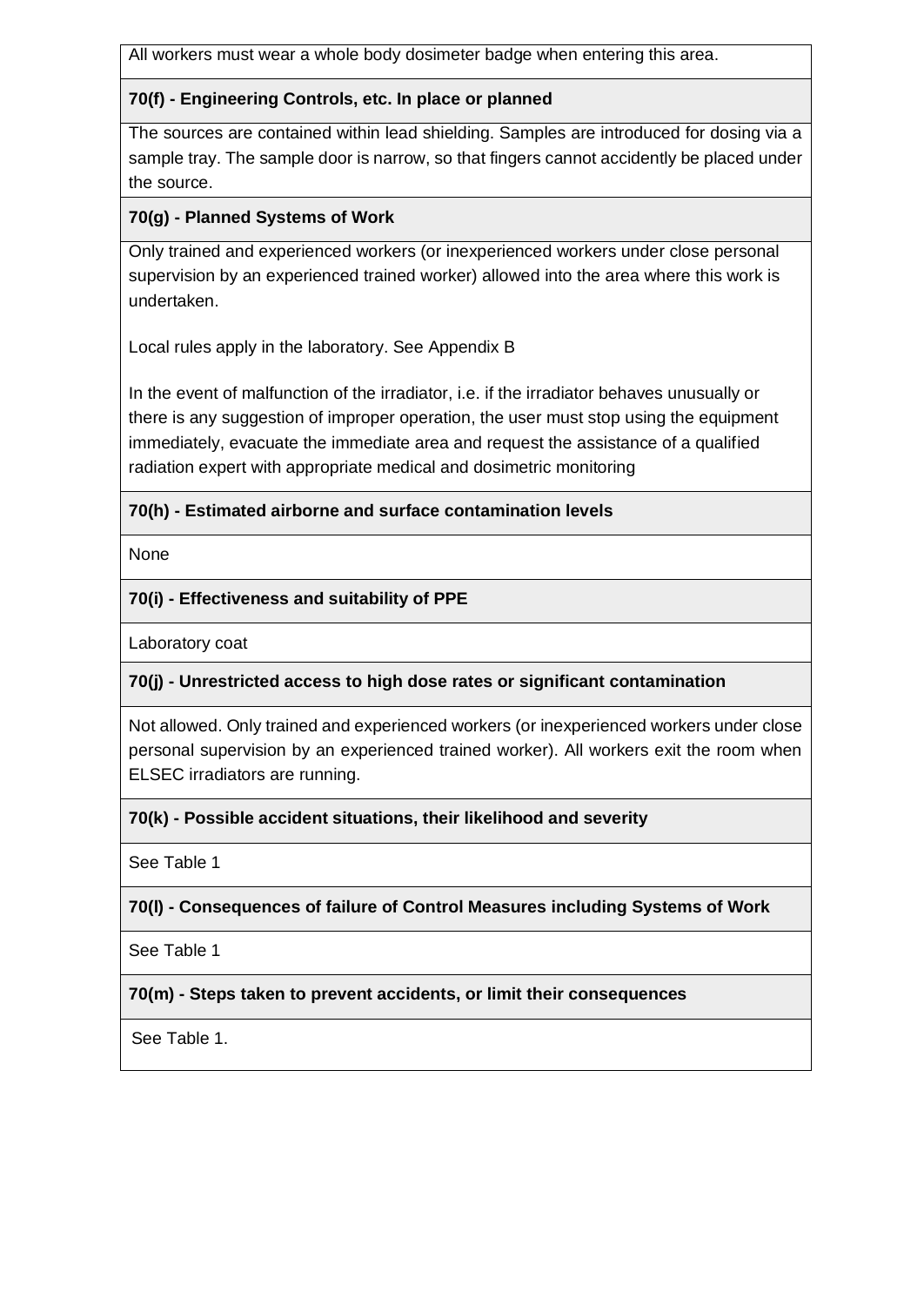All workers must wear a whole body dosimeter badge when entering this area.

**70(f) - Engineering Controls, etc. In place or planned**

The sources are contained within lead shielding. Samples are introduced for dosing via a sample tray. The sample door is narrow, so that fingers cannot accidently be placed under the source.

**70(g) - Planned Systems of Work**

Only trained and experienced workers (or inexperienced workers under close personal supervision by an experienced trained worker) allowed into the area where this work is undertaken.

Local rules apply in the laboratory. See Appendix B

In the event of malfunction of the irradiator, i.e. if the irradiator behaves unusually or there is any suggestion of improper operation, the user must stop using the equipment immediately, evacuate the immediate area and request the assistance of a qualified radiation expert with appropriate medical and dosimetric monitoring

**70(h) - Estimated airborne and surface contamination levels**

None

**70(i) - Effectiveness and suitability of PPE**

Laboratory coat

**70(j) - Unrestricted access to high dose rates or significant contamination**

Not allowed. Only trained and experienced workers (or inexperienced workers under close personal supervision by an experienced trained worker). All workers exit the room when ELSEC irradiators are running.

**70(k) - Possible accident situations, their likelihood and severity**

See Table 1

**70(l) - Consequences of failure of Control Measures including Systems of Work**

See Table 1

**70(m) - Steps taken to prevent accidents, or limit their consequences**

See Table 1.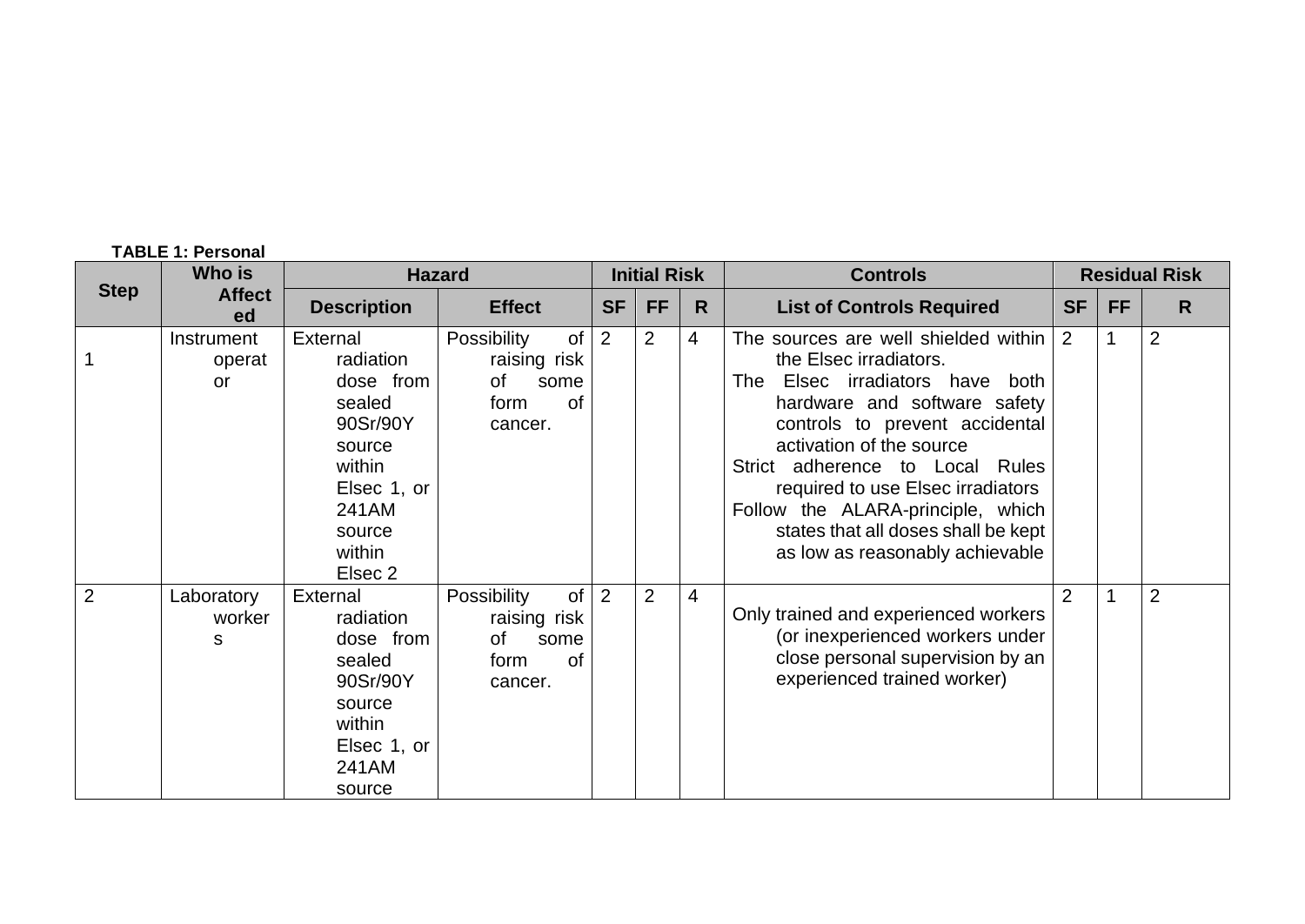**TABLE 1: Personal**

| Step | Who is Affected | Hazard | | Initial Risk | | | Controls | Residual Risk | | |
|---|---|---|---|---|---|---|---|---|---|---|
| | | Description | Effect | SF | FF | R | List of Controls Required | SF | FF | R |
| 1 | Instrument operator | External radiation dose from sealed 90Sr/90Y source within Elsec 1, or 241AM source within Elsec 2 | Possibility of raising risk of some form of cancer. | 2 | 2 | 4 | The sources are well shielded within the Elsec irradiators.<br>The Elsec irradiators have both hardware and software safety controls to prevent accidental activation of the source<br>Strict adherence to Local Rules required to use Elsec irradiators<br>Follow the ALARA-principle, which states that all doses shall be kept as low as reasonably achievable | 2 | 1 | 2 |
| 2 | Laboratory workers | External radiation dose from sealed 90Sr/90Y source within Elsec 1, or 241AM source | Possibility of raising risk of some form of cancer. | 2 | 2 | 4 | Only trained and experienced workers (or inexperienced workers under close personal supervision by an experienced trained worker) | 2 | 1 | 2 |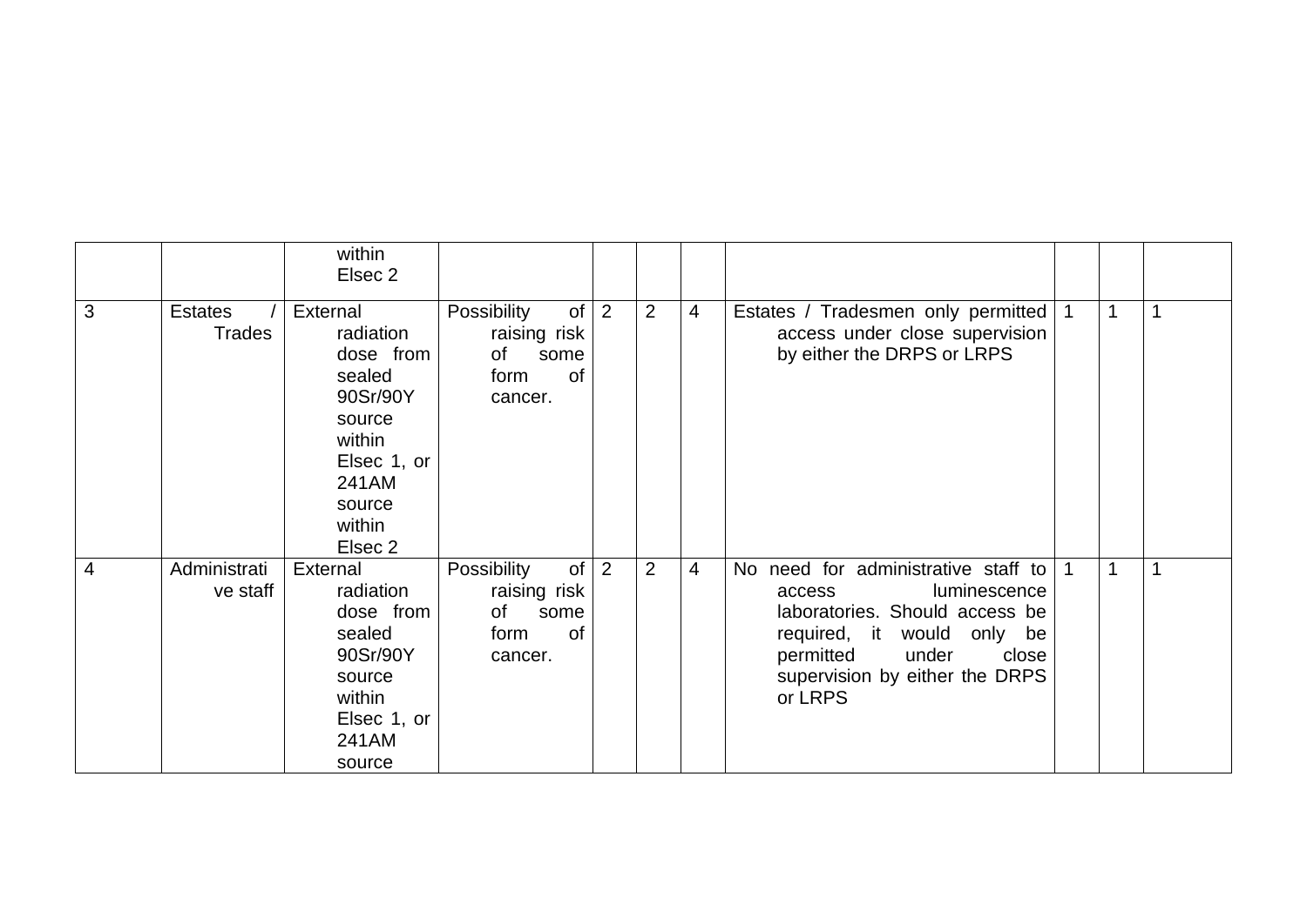| | | | | | | | | | | |
|---|---|---|---|---|---|---|---|---|---|---|
| | | within Elsec 2 | | | | | | | | |
| 3 | Estates / Trades | External radiation dose from sealed 90Sr/90Y source within Elsec 1, or 241AM source within Elsec 2 | Possibility of raising risk of some form of cancer. | 2 | 2 | 4 | Estates / Tradesmen only permitted access under close supervision by either the DRPS or LRPS | 1 | 1 | 1 |
| 4 | Administrative staff | External radiation dose from sealed 90Sr/90Y source within Elsec 1, or 241AM source | Possibility of raising risk of some form of cancer. | 2 | 2 | 4 | No need for administrative staff to access luminescence laboratories. Should access be required, it would only be permitted under close supervision by either the DRPS or LRPS | 1 | 1 | 1 |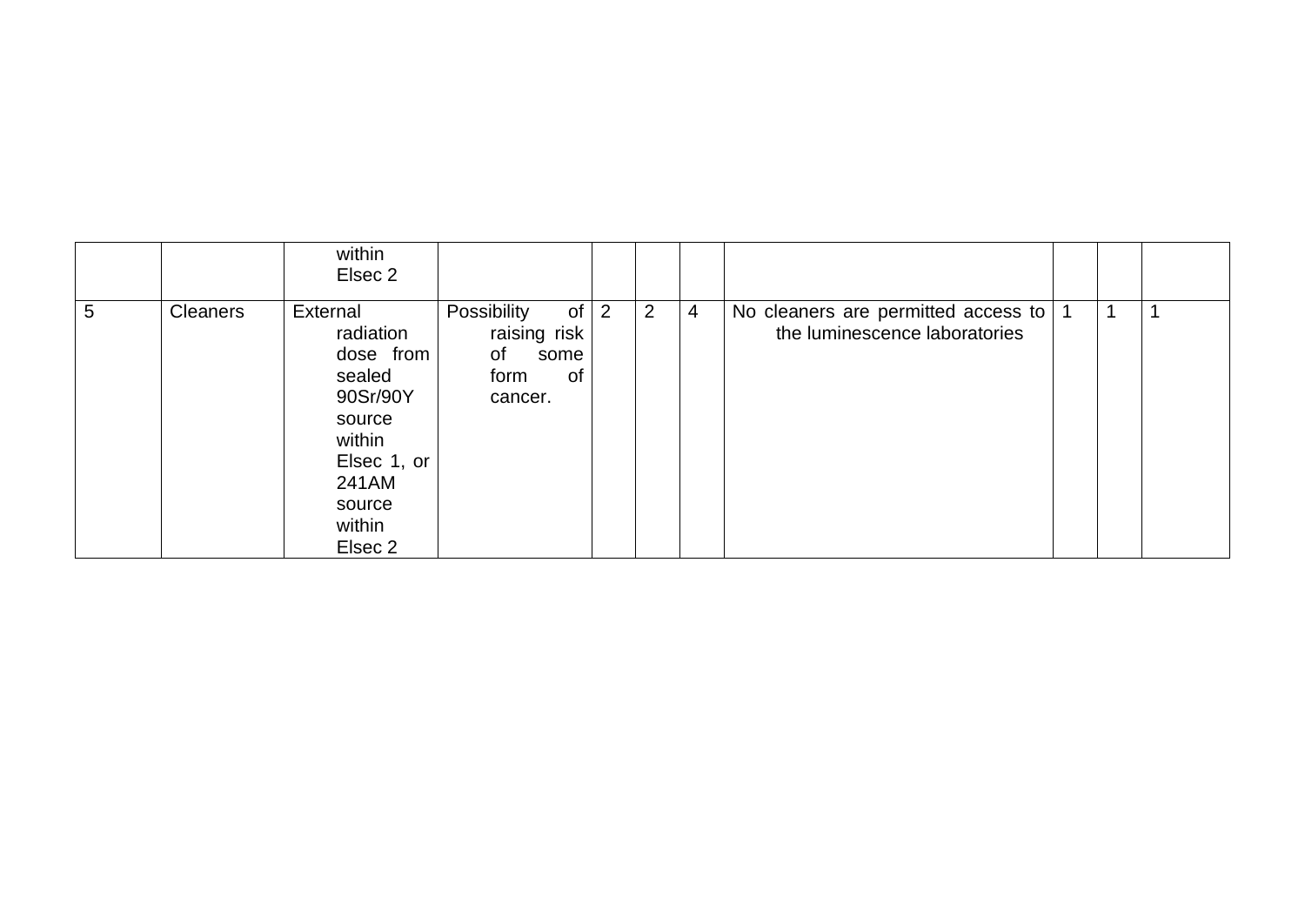| | | | | | | | | | | |
|---|---|---|---|---|---|---|---|---|---|---|
| | | within Elsec 2 | | | | | | | | |
| 5 | Cleaners | External radiation dose from sealed 90Sr/90Y source within Elsec 1, or 241AM source within Elsec 2 | Possibility of raising risk of some form of cancer. | 2 | 2 | 4 | No cleaners are permitted access to the luminescence laboratories | 1 | 1 | 1 |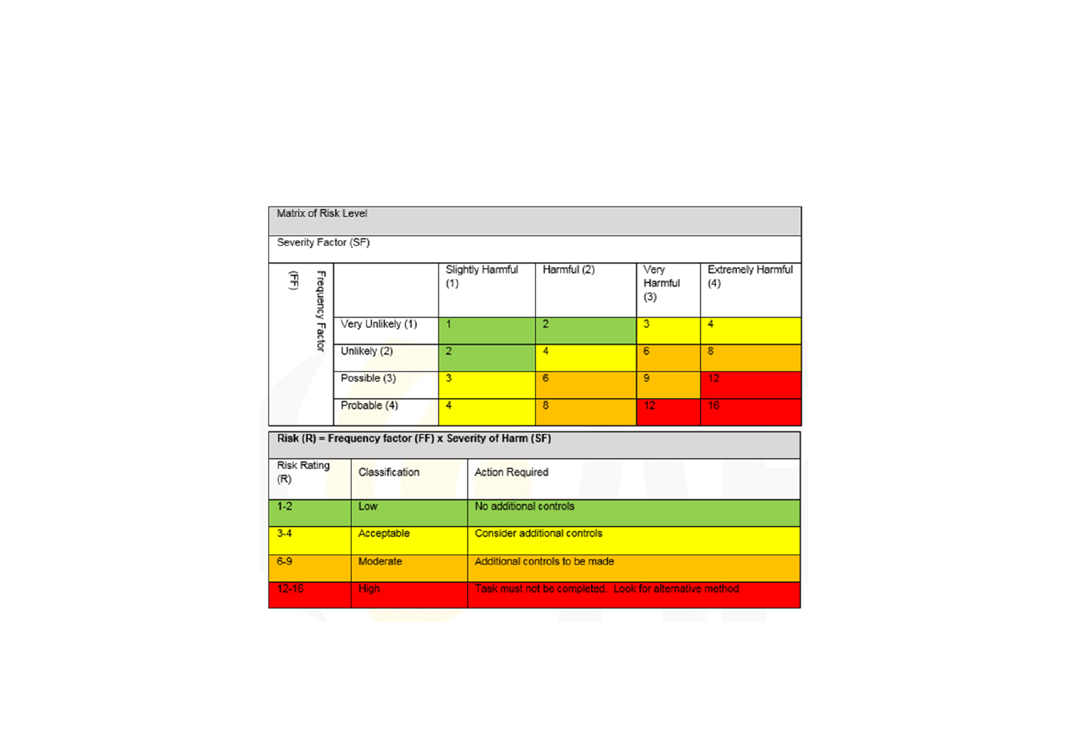| Matrix of Risk Level | | | | | |
|---|---|---|---|---|---|
| Severity Factor (SF) | | | | | |
| Frequency Factor (FF) | | Slightly Harmful (1) | Harmful (2) | Very Harmful (3) | Extremely Harmful (4) |
| | Very Unlikely (1) | 1 | 2 | 3 | 4 |
| | Unlikely (2) | 2 | 4 | 6 | 8 |
| | Possible (3) | 3 | 6 | 9 | 12 |
| | Probable (4) | 4 | 8 | 12 | 16 |

| Risk (R) = Frequency factor (FF) x Severity of Harm (SF) | | |
|---|---|---|
| Risk Rating (R) | Classification | Action Required |
| 1-2 | Low | No additional controls |
| 3-4 | Acceptable | Consider additional controls |
| 6-9 | Moderate | Additional controls to be made |
| 12-16 | High | Task must not be completed. Look for alternative method |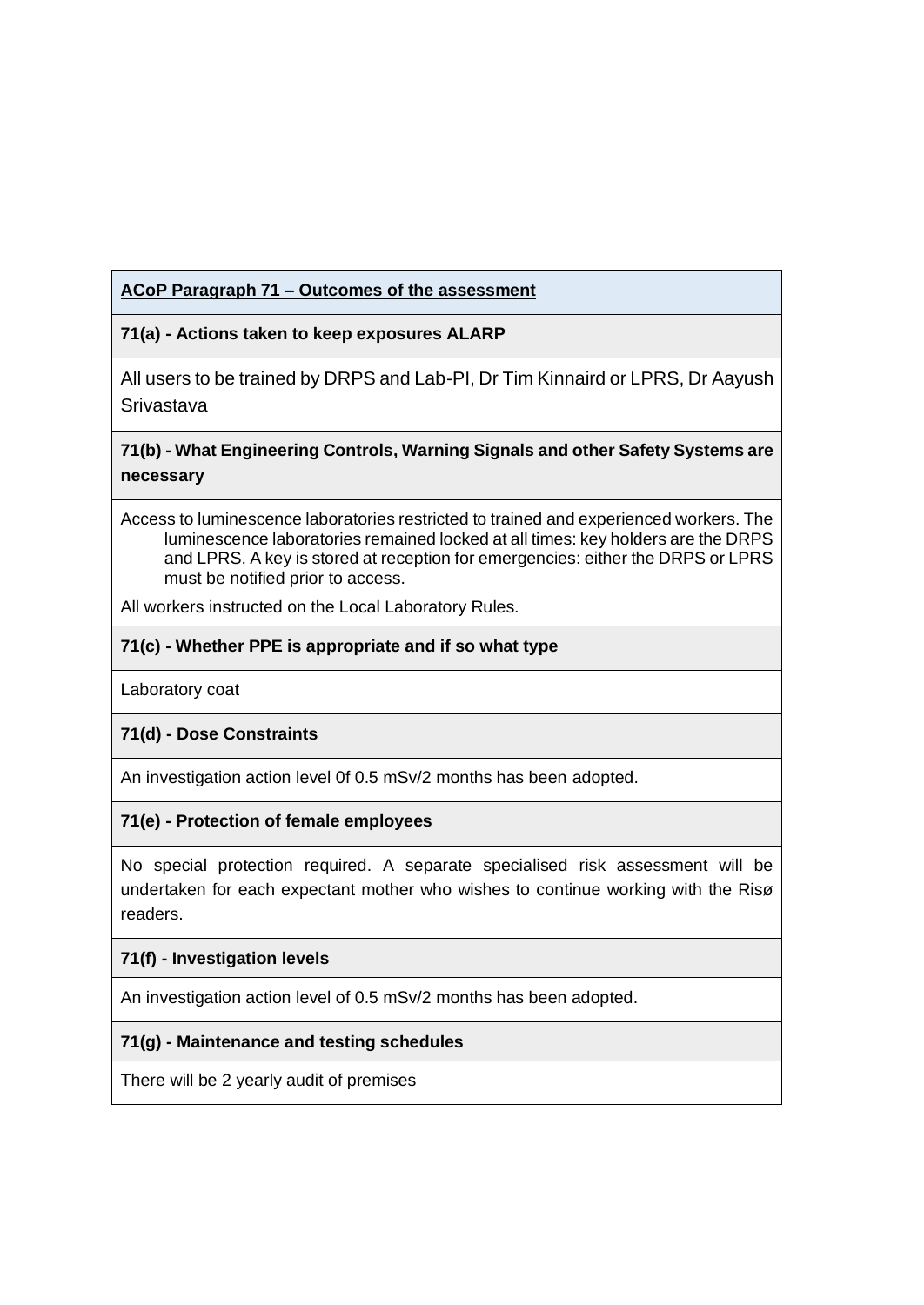| **ACoP Paragraph 71 – Outcomes of the assessment** |
|---|
| **71(a) - Actions taken to keep exposures ALARP** |
| All users to be trained by DRPS and Lab-PI, Dr Tim Kinnaird or LPRS, Dr Aayush Srivastava |
| **71(b) - What Engineering Controls, Warning Signals and other Safety Systems are necessary** |
| Access to luminescence laboratories restricted to trained and experienced workers. The luminescence laboratories remained locked at all times: key holders are the DRPS and LPRS. A key is stored at reception for emergencies: either the DRPS or LPRS must be notified prior to access.<br>All workers instructed on the Local Laboratory Rules. |
| **71(c) - Whether PPE is appropriate and if so what type** |
| Laboratory coat |
| **71(d) - Dose Constraints** |
| An investigation action level 0f 0.5 mSv/2 months has been adopted. |
| **71(e) - Protection of female employees** |
| No special protection required. A separate specialised risk assessment will be undertaken for each expectant mother who wishes to continue working with the Risø readers. |
| **71(f) - Investigation levels** |
| An investigation action level of 0.5 mSv/2 months has been adopted. |
| **71(g) - Maintenance and testing schedules** |
| There will be 2 yearly audit of premises |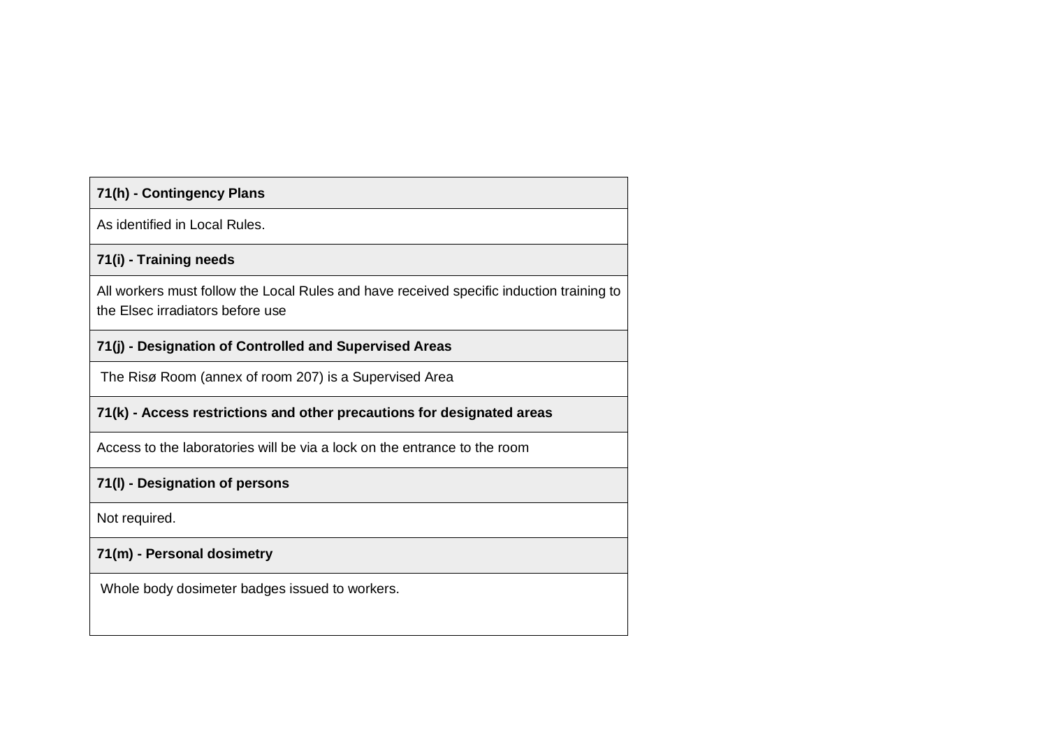| **71(h) - Contingency Plans** |
| --- |
| As identified in Local Rules. |
| **71(i) - Training needs** |
| All workers must follow the Local Rules and have received specific induction training to the Elsec irradiators before use |
| **71(j) - Designation of Controlled and Supervised Areas** |
| The Risø Room (annex of room 207) is a Supervised Area |
| **71(k) - Access restrictions and other precautions for designated areas** |
| Access to the laboratories will be via a lock on the entrance to the room |
| **71(l) - Designation of persons** |
| Not required. |
| **71(m) - Personal dosimetry** |
| Whole body dosimeter badges issued to workers. |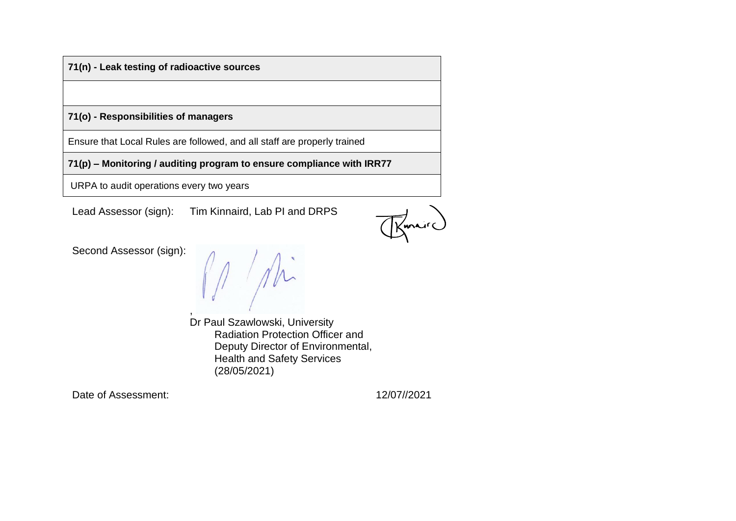| |
|---|
| **71(n) - Leak testing of radioactive sources** |
| |
| **71(o) - Responsibilities of managers** |
| Ensure that Local Rules are followed, and all staff are properly trained |
| **71(p) – Monitoring / auditing program to ensure compliance with IRR77** |
| URPA to audit operations every two years |

Lead Assessor (sign): Tim Kinnaird, Lab PI and DRPS

Second Assessor (sign):

,
Dr Paul Szawlowski, University Radiation Protection Officer and Deputy Director of Environmental, Health and Safety Services (28/05/2021)

Date of Assessment: 12/07//2021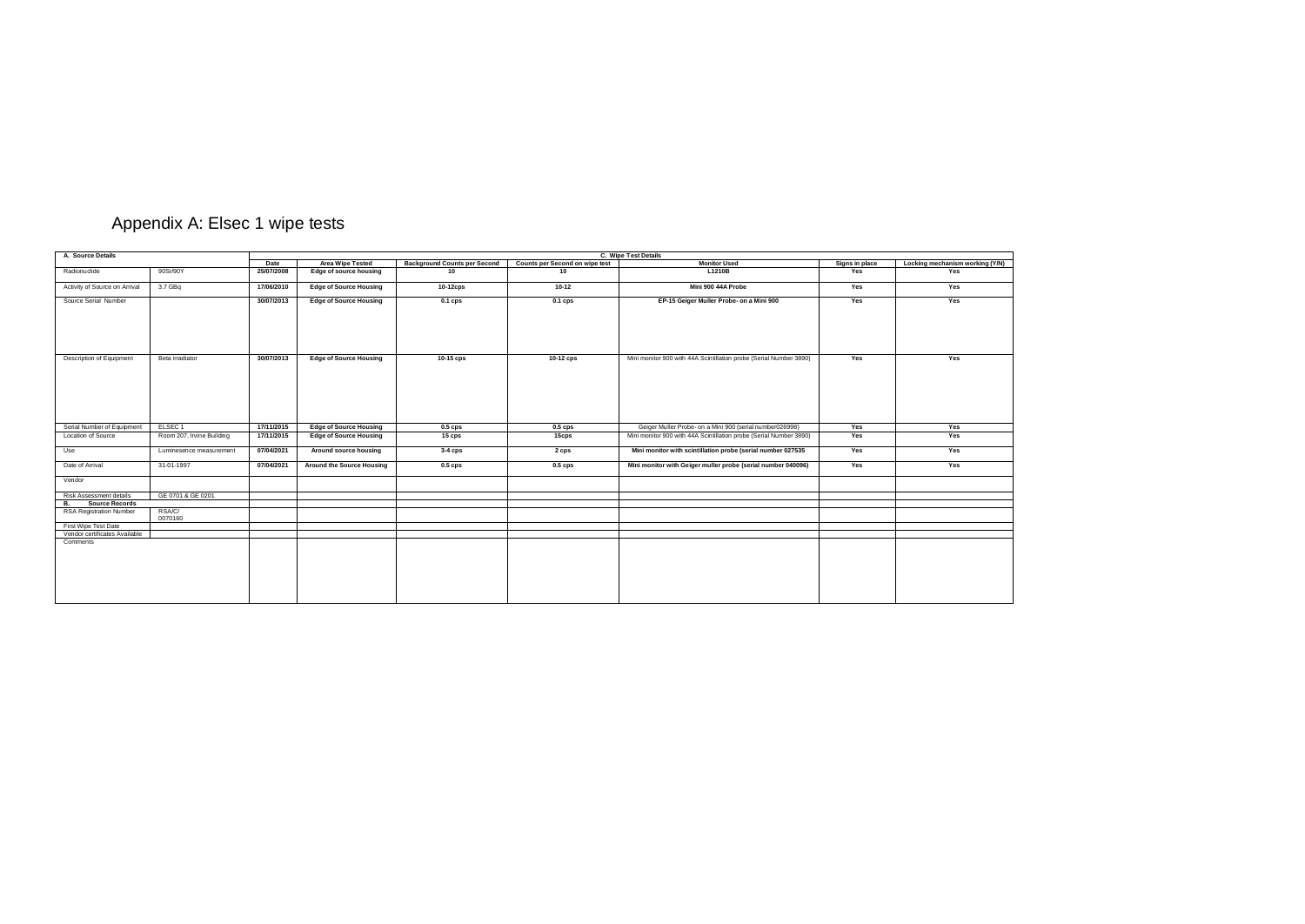# Appendix A: Elsec 1 wipe tests

| A. Source Details | | C. Wipe Test Details | | | | | | |
|---|---|---|---|---|---|---|---|---|
| | | Date | Area Wipe Tested | Background Counts per Second | Counts per Second on wipe test | Monitor Used | Signs in place | Locking mechanism working (Y/N) |
| Radionuclide | 90Sr/90Y | 25/07/2008 | Edge of source housing | 10 | 10 | L1210B | Yes | Yes |
| Activity of Source on Arrival | 3.7 GBq | 17/06/2010 | Edge of Source Housing | 10-12cps | 10-12 | Mini 900 44A Probe | Yes | Yes |
| Source Serial Number | | 30/07/2013 | Edge of Source Housing | 0.1 cps | 0.1 cps | EP-15 Geiger Muller Probe- on a Mini 900 | Yes | Yes |
| Description of Equipment | Beta irradiator | 30/07/2013 | Edge of Source Housing | 10-15 cps | 10-12 cps | Mini monitor 900 with 44A Scintillation probe (Serial Number 3890) | Yes | Yes |
| Serial Number of Equipment | ELSEC 1 | 17/11/2015 | Edge of Source Housing | 0.5 cps | 0.5 cps | Geiger Muller Probe- on a Mini 900 (serial number026998) | Yes | Yes |
| Location of Source | Room 207, Irvine Building | 17/11/2015 | Edge of Source Housing | 15 cps | 15cps | Mini monitor 900 with 44A Scintillation probe (Serial Number 3890) | Yes | Yes |
| Use | Luminesence measurement | 07/04/2021 | Around source housing | 3-4 cps | 2 cps | Mini monitor with scintillation probe (serial number 027535 | Yes | Yes |
| Date of Arrival | 31-01-1997 | 07/04/2021 | Around the Source Housing | 0.5 cps | 0.5 cps | Mini monitor with Geiger muller probe (serial number 040096) | Yes | Yes |
| Vendor | | | | | | | | |
| Risk Assessment details | GE 0701 & GE 0201 | | | | | | | |
| **B. Source Records** | | | | | | | | |
| RSA Registration Number | RSA/C/ 0070160 | | | | | | | |
| First Wipe Test Date | | | | | | | | |
| Vendor certificates Available | | | | | | | | |
| Comments | | | | | | | | |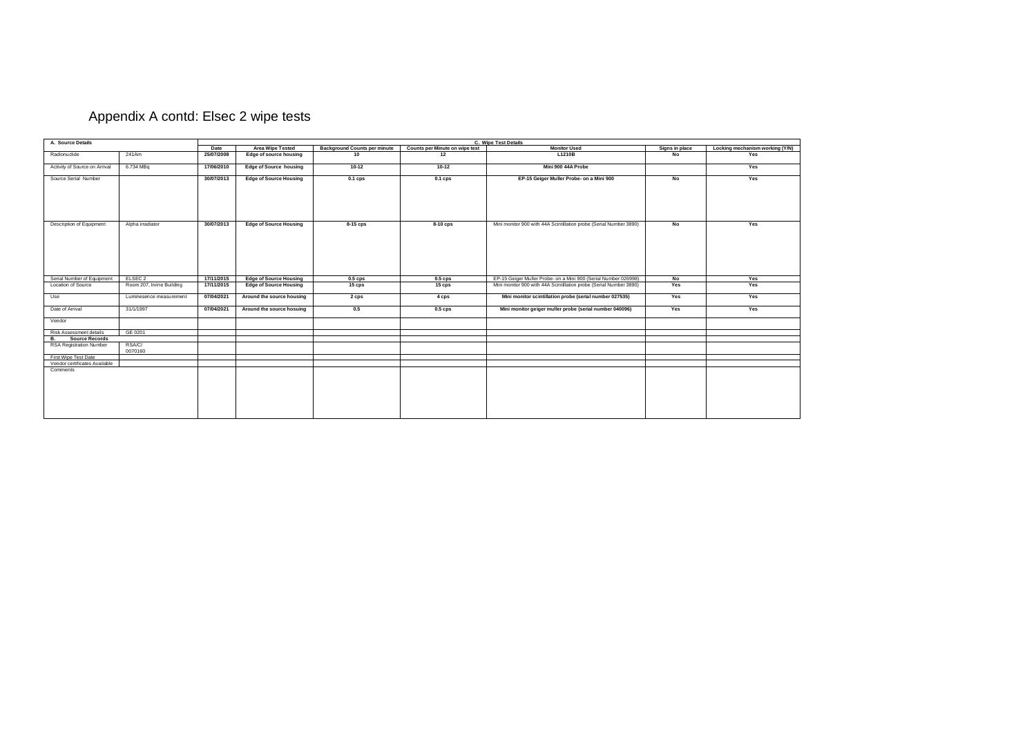# Appendix A contd: Elsec 2 wipe tests

| A. Source Details | | C. Wipe Test Details | | | | | | |
|---|---|---|---|---|---|---|---|---|
| | | Date | Area Wipe Tested | Background Counts per minute | Counts per Minute on wipe test | Monitor Used | Signs in place | Locking mechanism working (Y/N) |
| Radionuclide | 241Am | 25/07/2008 | Edge of source housing | 10 | 12 | L1210B | No | Yes |
| Activity of Source on Arrival | 6.734 MBq | 17/06/2010 | Edge of Source housing | 10-12 | 10-12 | Mini 900 44A Probe | | Yes |
| Source Serial Number | | 30/07/2013 | Edge of Source Housing | 0.1 cps | 0.1 cps | EP-15 Geiger Muller Probe- on a Mini 900 | No | Yes |
| Description of Equipment | Alpha irradiator | 30/07/2013 | Edge of Source Housing | 8-15 cps | 8-10 cps | Mini monitor 900 with 44A Scintillation probe (Serial Number 3890) | No | Yes |
| Serial Number of Equipment | ELSEC 2 | 17/11/2015 | Edge of Source Housing | 0.5 cps | 0.5 cps | EP-15 Geiger Muller Probe- on a Mini 900 (Serial Number 026998) | No | Yes |
| Location of Source | Room 207, Irvine Building | 17/11/2015 | Edge of Source Housing | 15 cps | 15 cps | Mini monitor 900 with 44A Scintillation probe (Serial Number 3890) | Yes | Yes |
| Use | Luminesence measurement | 07/04/2021 | Around the source housing | 2 cps | 4 cps | Mini monitor scintillation probe (serial number 027535) | Yes | Yes |
| Date of Arrival | 31/1/1997 | 07/04/2021 | Around the source hosuing | 0.5 | 0.5 cps | Mini monitor geiger muller probe (serial number 040096) | Yes | Yes |
| Vendor | | | | | | | | |
| Risk Assessment details | GE 0201 | | | | | | | |
| B. Source Records | | | | | | | | |
| RSA Registration Number | RSA/C/ 0070160 | | | | | | | |
| First Wipe Test Date | | | | | | | | |
| Vendor certificates Available | | | | | | | | |
| Comments | | | | | | | | |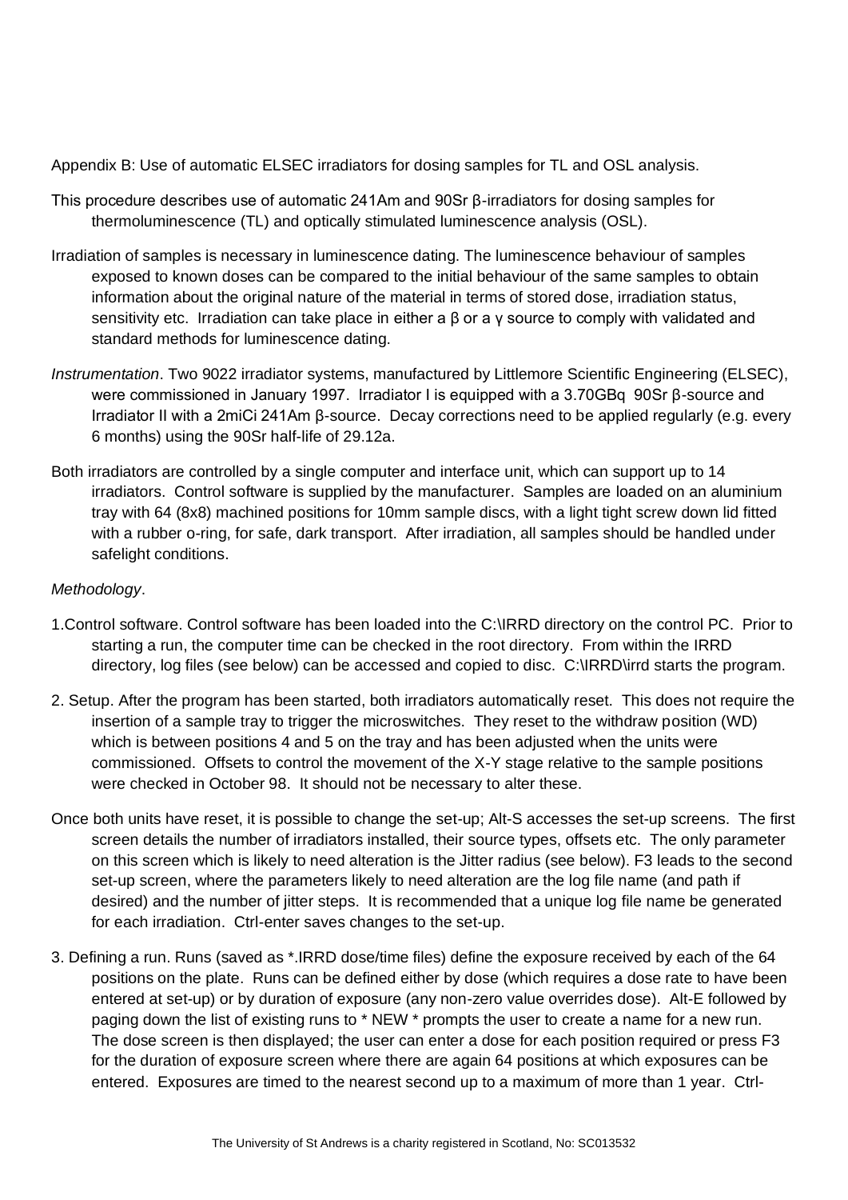Appendix B: Use of automatic ELSEC irradiators for dosing samples for TL and OSL analysis.

This procedure describes use of automatic 241Am and 90Sr β-irradiators for dosing samples for thermoluminescence (TL) and optically stimulated luminescence analysis (OSL).

Irradiation of samples is necessary in luminescence dating. The luminescence behaviour of samples exposed to known doses can be compared to the initial behaviour of the same samples to obtain information about the original nature of the material in terms of stored dose, irradiation status, sensitivity etc. Irradiation can take place in either a β or a γ source to comply with validated and standard methods for luminescence dating.

*Instrumentation*. Two 9022 irradiator systems, manufactured by Littlemore Scientific Engineering (ELSEC), were commissioned in January 1997. Irradiator I is equipped with a 3.70GBq 90Sr β-source and Irradiator II with a 2miCi 241Am β-source. Decay corrections need to be applied regularly (e.g. every 6 months) using the 90Sr half-life of 29.12a.

Both irradiators are controlled by a single computer and interface unit, which can support up to 14 irradiators. Control software is supplied by the manufacturer. Samples are loaded on an aluminium tray with 64 (8x8) machined positions for 10mm sample discs, with a light tight screw down lid fitted with a rubber o-ring, for safe, dark transport. After irradiation, all samples should be handled under safelight conditions.

*Methodology*.

1.Control software. Control software has been loaded into the C:\IRRD directory on the control PC. Prior to starting a run, the computer time can be checked in the root directory. From within the IRRD directory, log files (see below) can be accessed and copied to disc. C:\IRRD\irrd starts the program.

2. Setup. After the program has been started, both irradiators automatically reset. This does not require the insertion of a sample tray to trigger the microswitches. They reset to the withdraw position (WD) which is between positions 4 and 5 on the tray and has been adjusted when the units were commissioned. Offsets to control the movement of the X-Y stage relative to the sample positions were checked in October 98. It should not be necessary to alter these.

Once both units have reset, it is possible to change the set-up; Alt-S accesses the set-up screens. The first screen details the number of irradiators installed, their source types, offsets etc. The only parameter on this screen which is likely to need alteration is the Jitter radius (see below). F3 leads to the second set-up screen, where the parameters likely to need alteration are the log file name (and path if desired) and the number of jitter steps. It is recommended that a unique log file name be generated for each irradiation. Ctrl-enter saves changes to the set-up.

3. Defining a run. Runs (saved as *.IRRD dose/time files) define the exposure received by each of the 64 positions on the plate. Runs can be defined either by dose (which requires a dose rate to have been entered at set-up) or by duration of exposure (any non-zero value overrides dose). Alt-E followed by paging down the list of existing runs to * NEW * prompts the user to create a name for a new run. The dose screen is then displayed; the user can enter a dose for each position required or press F3 for the duration of exposure screen where there are again 64 positions at which exposures can be entered. Exposures are timed to the nearest second up to a maximum of more than 1 year. Ctrl-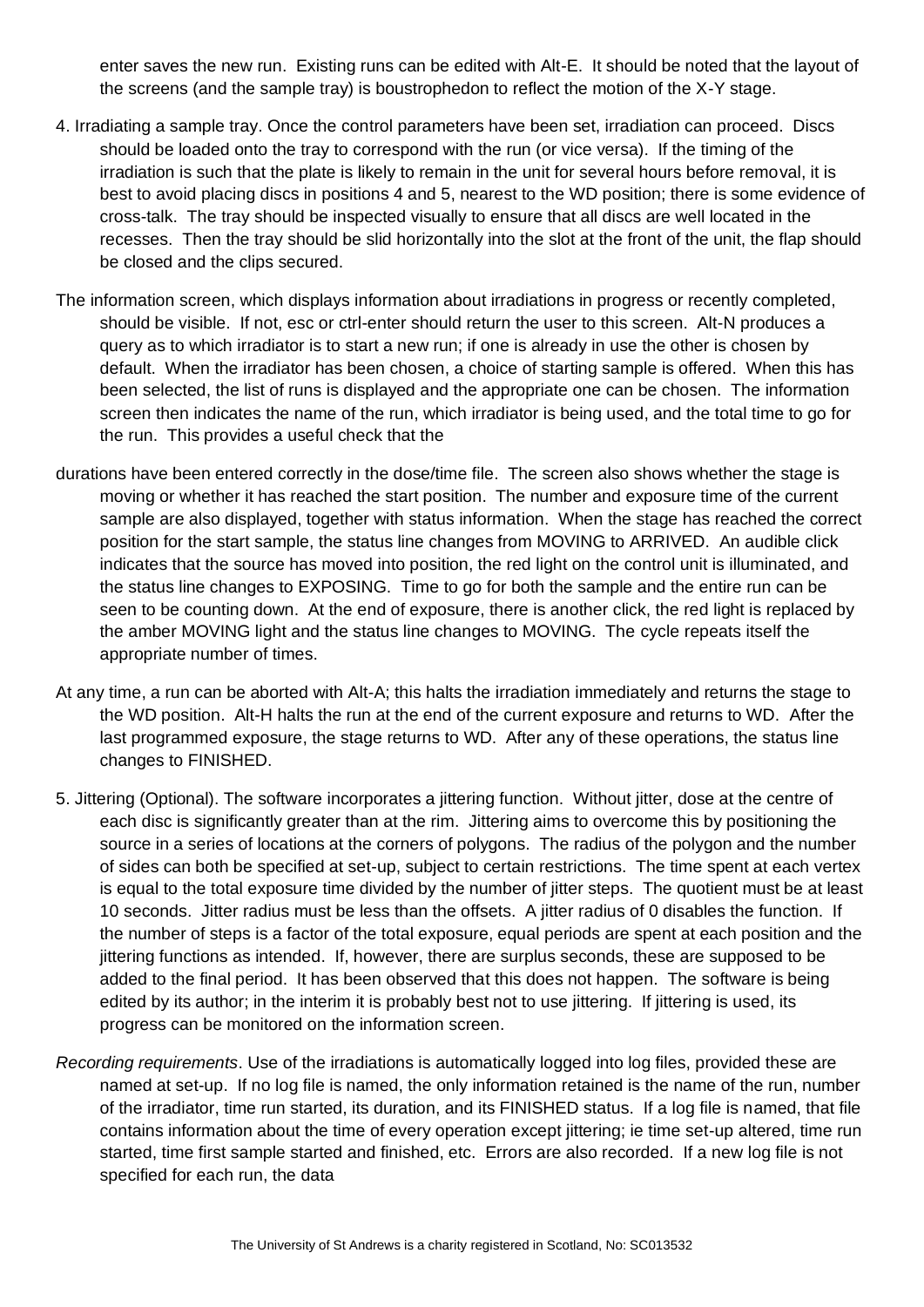enter saves the new run. Existing runs can be edited with Alt-E. It should be noted that the layout of the screens (and the sample tray) is boustrophedon to reflect the motion of the X-Y stage.

4. Irradiating a sample tray. Once the control parameters have been set, irradiation can proceed. Discs should be loaded onto the tray to correspond with the run (or vice versa). If the timing of the irradiation is such that the plate is likely to remain in the unit for several hours before removal, it is best to avoid placing discs in positions 4 and 5, nearest to the WD position; there is some evidence of cross-talk. The tray should be inspected visually to ensure that all discs are well located in the recesses. Then the tray should be slid horizontally into the slot at the front of the unit, the flap should be closed and the clips secured.

The information screen, which displays information about irradiations in progress or recently completed, should be visible. If not, esc or ctrl-enter should return the user to this screen. Alt-N produces a query as to which irradiator is to start a new run; if one is already in use the other is chosen by default. When the irradiator has been chosen, a choice of starting sample is offered. When this has been selected, the list of runs is displayed and the appropriate one can be chosen. The information screen then indicates the name of the run, which irradiator is being used, and the total time to go for the run. This provides a useful check that the

durations have been entered correctly in the dose/time file. The screen also shows whether the stage is moving or whether it has reached the start position. The number and exposure time of the current sample are also displayed, together with status information. When the stage has reached the correct position for the start sample, the status line changes from MOVING to ARRIVED. An audible click indicates that the source has moved into position, the red light on the control unit is illuminated, and the status line changes to EXPOSING. Time to go for both the sample and the entire run can be seen to be counting down. At the end of exposure, there is another click, the red light is replaced by the amber MOVING light and the status line changes to MOVING. The cycle repeats itself the appropriate number of times.

At any time, a run can be aborted with Alt-A; this halts the irradiation immediately and returns the stage to the WD position. Alt-H halts the run at the end of the current exposure and returns to WD. After the last programmed exposure, the stage returns to WD. After any of these operations, the status line changes to FINISHED.

5. Jittering (Optional). The software incorporates a jittering function. Without jitter, dose at the centre of each disc is significantly greater than at the rim. Jittering aims to overcome this by positioning the source in a series of locations at the corners of polygons. The radius of the polygon and the number of sides can both be specified at set-up, subject to certain restrictions. The time spent at each vertex is equal to the total exposure time divided by the number of jitter steps. The quotient must be at least 10 seconds. Jitter radius must be less than the offsets. A jitter radius of 0 disables the function. If the number of steps is a factor of the total exposure, equal periods are spent at each position and the jittering functions as intended. If, however, there are surplus seconds, these are supposed to be added to the final period. It has been observed that this does not happen. The software is being edited by its author; in the interim it is probably best not to use jittering. If jittering is used, its progress can be monitored on the information screen.

*Recording requirements*. Use of the irradiations is automatically logged into log files, provided these are named at set-up. If no log file is named, the only information retained is the name of the run, number of the irradiator, time run started, its duration, and its FINISHED status. If a log file is named, that file contains information about the time of every operation except jittering; ie time set-up altered, time run started, time first sample started and finished, etc. Errors are also recorded. If a new log file is not specified for each run, the data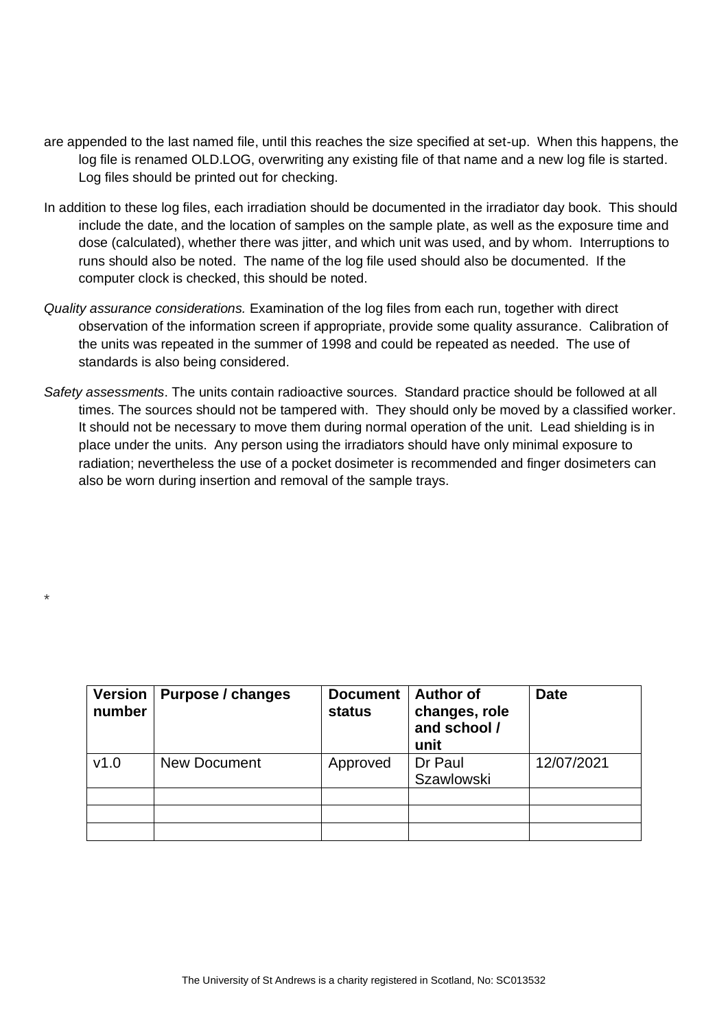are appended to the last named file, until this reaches the size specified at set-up. When this happens, the log file is renamed OLD.LOG, overwriting any existing file of that name and a new log file is started. Log files should be printed out for checking.

In addition to these log files, each irradiation should be documented in the irradiator day book. This should include the date, and the location of samples on the sample plate, as well as the exposure time and dose (calculated), whether there was jitter, and which unit was used, and by whom. Interruptions to runs should also be noted. The name of the log file used should also be documented. If the computer clock is checked, this should be noted.

*Quality assurance considerations.* Examination of the log files from each run, together with direct observation of the information screen if appropriate, provide some quality assurance. Calibration of the units was repeated in the summer of 1998 and could be repeated as needed. The use of standards is also being considered.

*Safety assessments*. The units contain radioactive sources. Standard practice should be followed at all times. The sources should not be tampered with. They should only be moved by a classified worker. It should not be necessary to move them during normal operation of the unit. Lead shielding is in place under the units. Any person using the irradiators should have only minimal exposure to radiation; nevertheless the use of a pocket dosimeter is recommended and finger dosimeters can also be worn during insertion and removal of the sample trays.

*

| Version number | Purpose / changes | Document status | Author of changes, role and school / unit | Date |
|---|---|---|---|---|
| v1.0 | New Document | Approved | Dr Paul Szawlowski | 12/07/2021 |
| | | | | |
| | | | | |
| | | | | |

The University of St Andrews is a charity registered in Scotland, No: SC013532